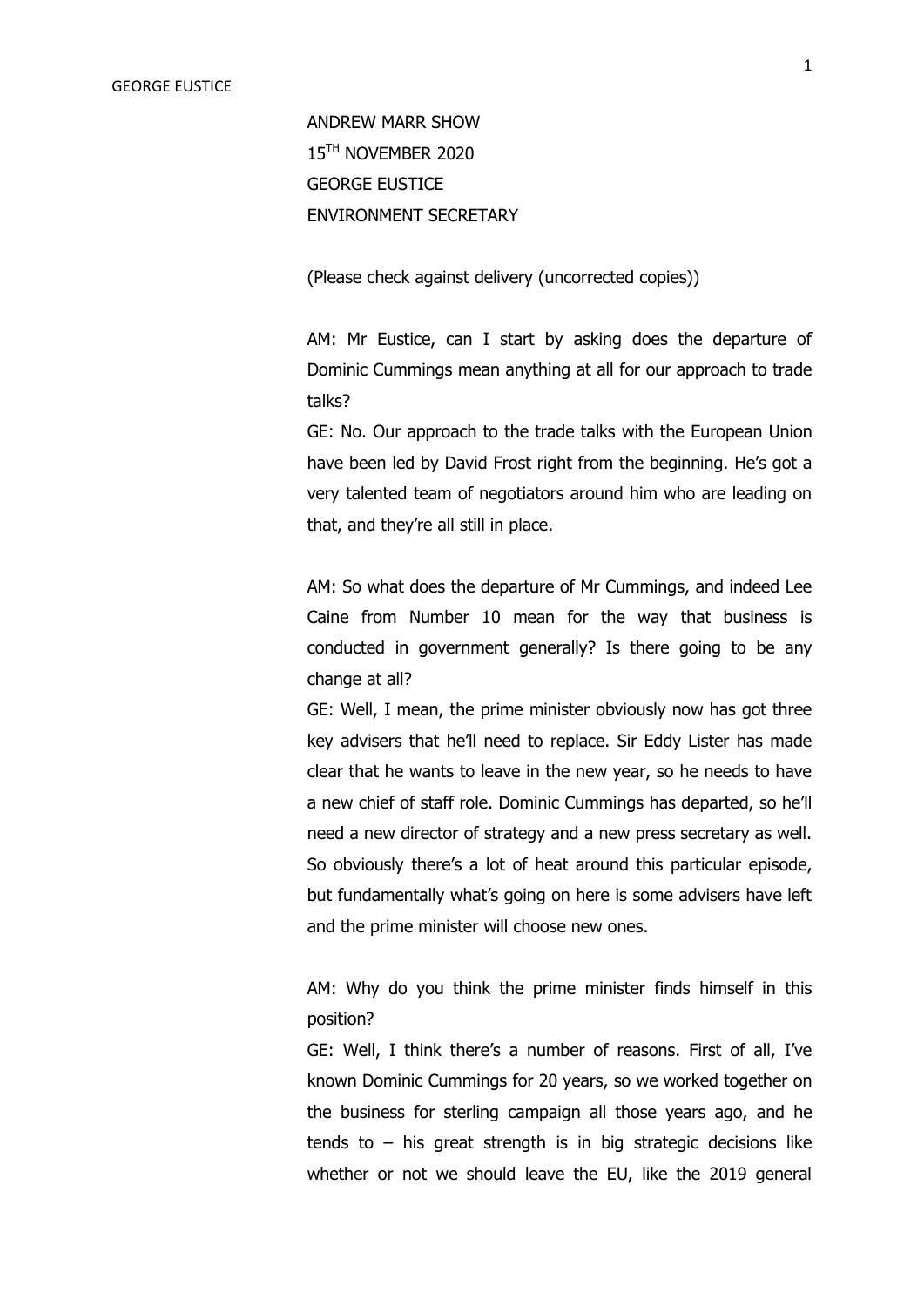ANDREW MARR SHOW
15TH NOVEMBER 2020
GEORGE EUSTICE
ENVIRONMENT SECRETARY

(Please check against delivery (uncorrected copies))

AM: Mr Eustice, can I start by asking does the departure of Dominic Cummings mean anything at all for our approach to trade talks?

GE: No. Our approach to the trade talks with the European Union have been led by David Frost right from the beginning. He's got a very talented team of negotiators around him who are leading on that, and they're all still in place.

AM: So what does the departure of Mr Cummings, and indeed Lee Caine from Number 10 mean for the way that business is conducted in government generally? Is there going to be any change at all?

GE: Well, I mean, the prime minister obviously now has got three key advisers that he'll need to replace. Sir Eddy Lister has made clear that he wants to leave in the new year, so he needs to have a new chief of staff role. Dominic Cummings has departed, so he'll need a new director of strategy and a new press secretary as well. So obviously there's a lot of heat around this particular episode, but fundamentally what's going on here is some advisers have left and the prime minister will choose new ones.

AM: Why do you think the prime minister finds himself in this position?

GE: Well, I think there's a number of reasons. First of all, I've known Dominic Cummings for 20 years, so we worked together on the business for sterling campaign all those years ago, and he tends to – his great strength is in big strategic decisions like whether or not we should leave the EU, like the 2019 general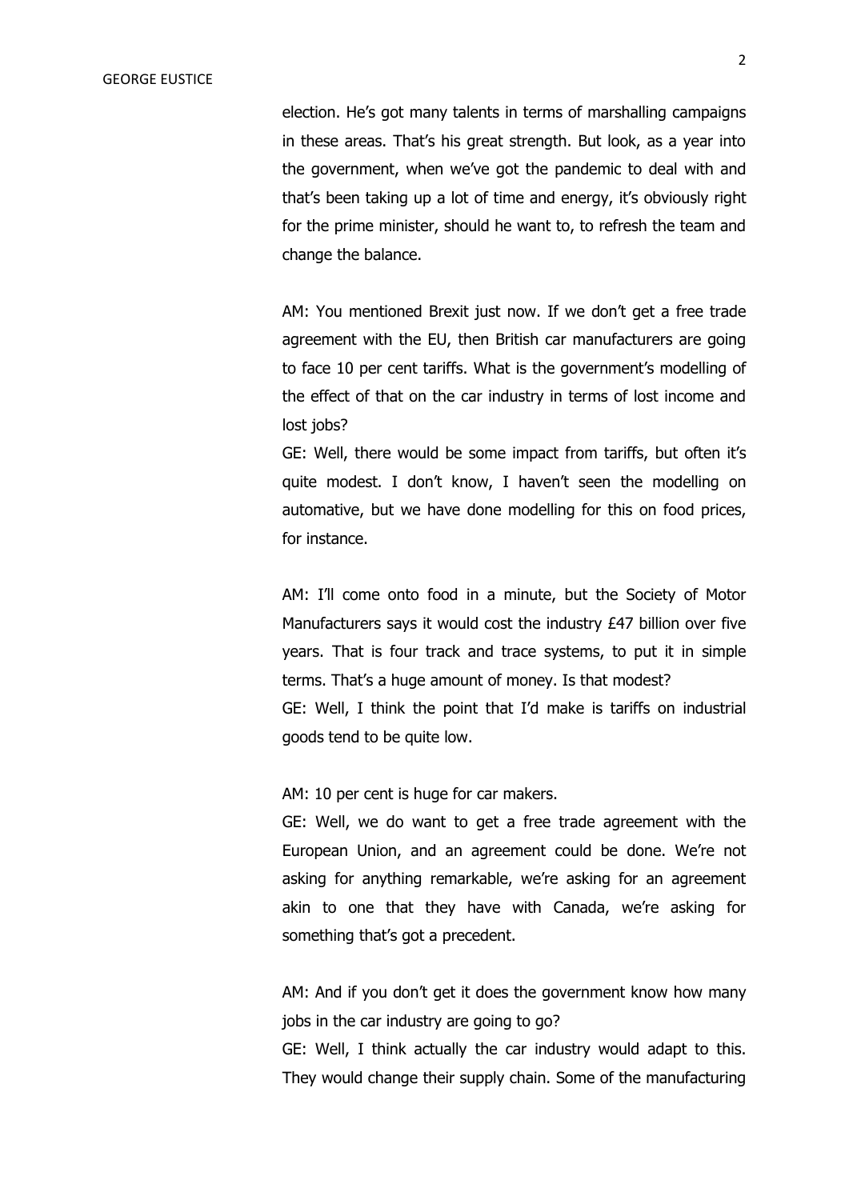election. He's got many talents in terms of marshalling campaigns in these areas. That's his great strength. But look, as a year into the government, when we've got the pandemic to deal with and that's been taking up a lot of time and energy, it's obviously right for the prime minister, should he want to, to refresh the team and change the balance.

AM: You mentioned Brexit just now. If we don't get a free trade agreement with the EU, then British car manufacturers are going to face 10 per cent tariffs. What is the government's modelling of the effect of that on the car industry in terms of lost income and lost jobs?
GE: Well, there would be some impact from tariffs, but often it's quite modest. I don't know, I haven't seen the modelling on automative, but we have done modelling for this on food prices, for instance.

AM: I'll come onto food in a minute, but the Society of Motor Manufacturers says it would cost the industry £47 billion over five years. That is four track and trace systems, to put it in simple terms. That's a huge amount of money. Is that modest?
GE: Well, I think the point that I'd make is tariffs on industrial goods tend to be quite low.

AM: 10 per cent is huge for car makers.
GE: Well, we do want to get a free trade agreement with the European Union, and an agreement could be done. We're not asking for anything remarkable, we're asking for an agreement akin to one that they have with Canada, we're asking for something that's got a precedent.

AM: And if you don't get it does the government know how many jobs in the car industry are going to go?
GE: Well, I think actually the car industry would adapt to this. They would change their supply chain. Some of the manufacturing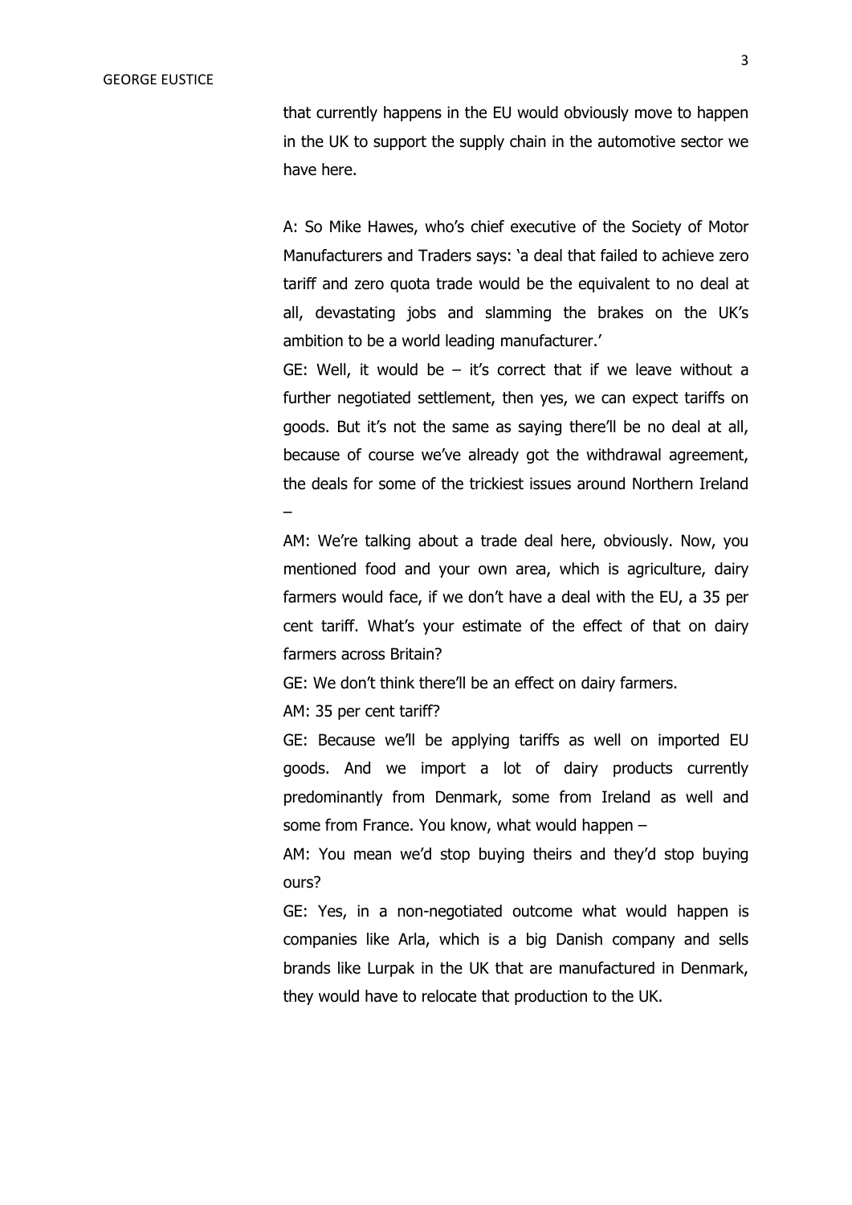that currently happens in the EU would obviously move to happen in the UK to support the supply chain in the automotive sector we have here.

A: So Mike Hawes, who's chief executive of the Society of Motor Manufacturers and Traders says: 'a deal that failed to achieve zero tariff and zero quota trade would be the equivalent to no deal at all, devastating jobs and slamming the brakes on the UK's ambition to be a world leading manufacturer.'

GE: Well, it would be – it's correct that if we leave without a further negotiated settlement, then yes, we can expect tariffs on goods. But it's not the same as saying there'll be no deal at all, because of course we've already got the withdrawal agreement, the deals for some of the trickiest issues around Northern Ireland –

AM: We're talking about a trade deal here, obviously. Now, you mentioned food and your own area, which is agriculture, dairy farmers would face, if we don't have a deal with the EU, a 35 per cent tariff. What's your estimate of the effect of that on dairy farmers across Britain?

GE: We don't think there'll be an effect on dairy farmers.

AM: 35 per cent tariff?

GE: Because we'll be applying tariffs as well on imported EU goods. And we import a lot of dairy products currently predominantly from Denmark, some from Ireland as well and some from France. You know, what would happen –

AM: You mean we'd stop buying theirs and they'd stop buying ours?

GE: Yes, in a non-negotiated outcome what would happen is companies like Arla, which is a big Danish company and sells brands like Lurpak in the UK that are manufactured in Denmark, they would have to relocate that production to the UK.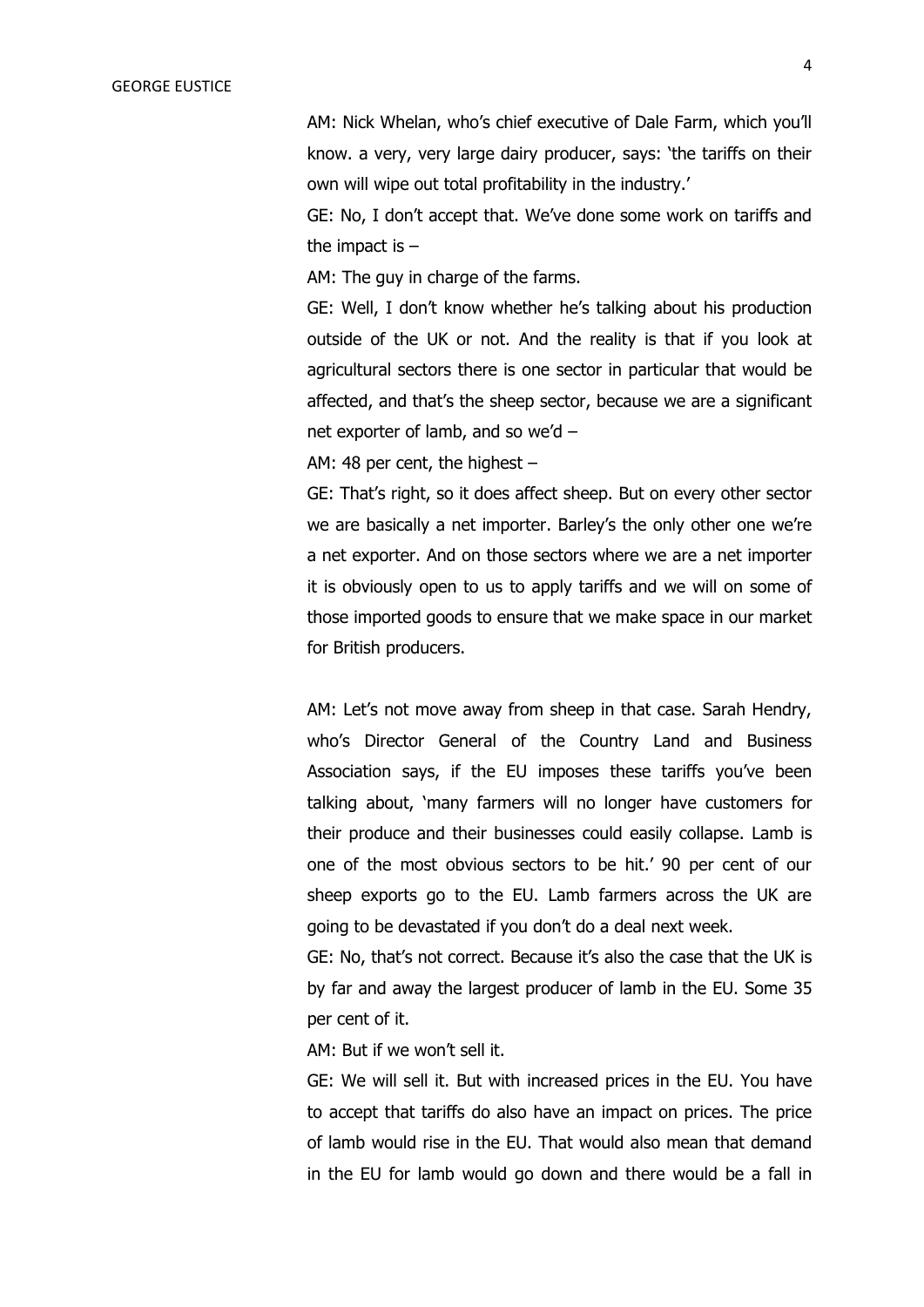AM: Nick Whelan, who's chief executive of Dale Farm, which you'll know. a very, very large dairy producer, says: 'the tariffs on their own will wipe out total profitability in the industry.'

GE: No, I don't accept that. We've done some work on tariffs and the impact is –

AM: The guy in charge of the farms.

GE: Well, I don't know whether he's talking about his production outside of the UK or not. And the reality is that if you look at agricultural sectors there is one sector in particular that would be affected, and that's the sheep sector, because we are a significant net exporter of lamb, and so we'd –

AM: 48 per cent, the highest –

GE: That's right, so it does affect sheep. But on every other sector we are basically a net importer. Barley's the only other one we're a net exporter. And on those sectors where we are a net importer it is obviously open to us to apply tariffs and we will on some of those imported goods to ensure that we make space in our market for British producers.

AM: Let's not move away from sheep in that case. Sarah Hendry, who's Director General of the Country Land and Business Association says, if the EU imposes these tariffs you've been talking about, 'many farmers will no longer have customers for their produce and their businesses could easily collapse. Lamb is one of the most obvious sectors to be hit.' 90 per cent of our sheep exports go to the EU. Lamb farmers across the UK are going to be devastated if you don't do a deal next week.

GE: No, that's not correct. Because it's also the case that the UK is by far and away the largest producer of lamb in the EU. Some 35 per cent of it.

AM: But if we won't sell it.

GE: We will sell it. But with increased prices in the EU. You have to accept that tariffs do also have an impact on prices. The price of lamb would rise in the EU. That would also mean that demand in the EU for lamb would go down and there would be a fall in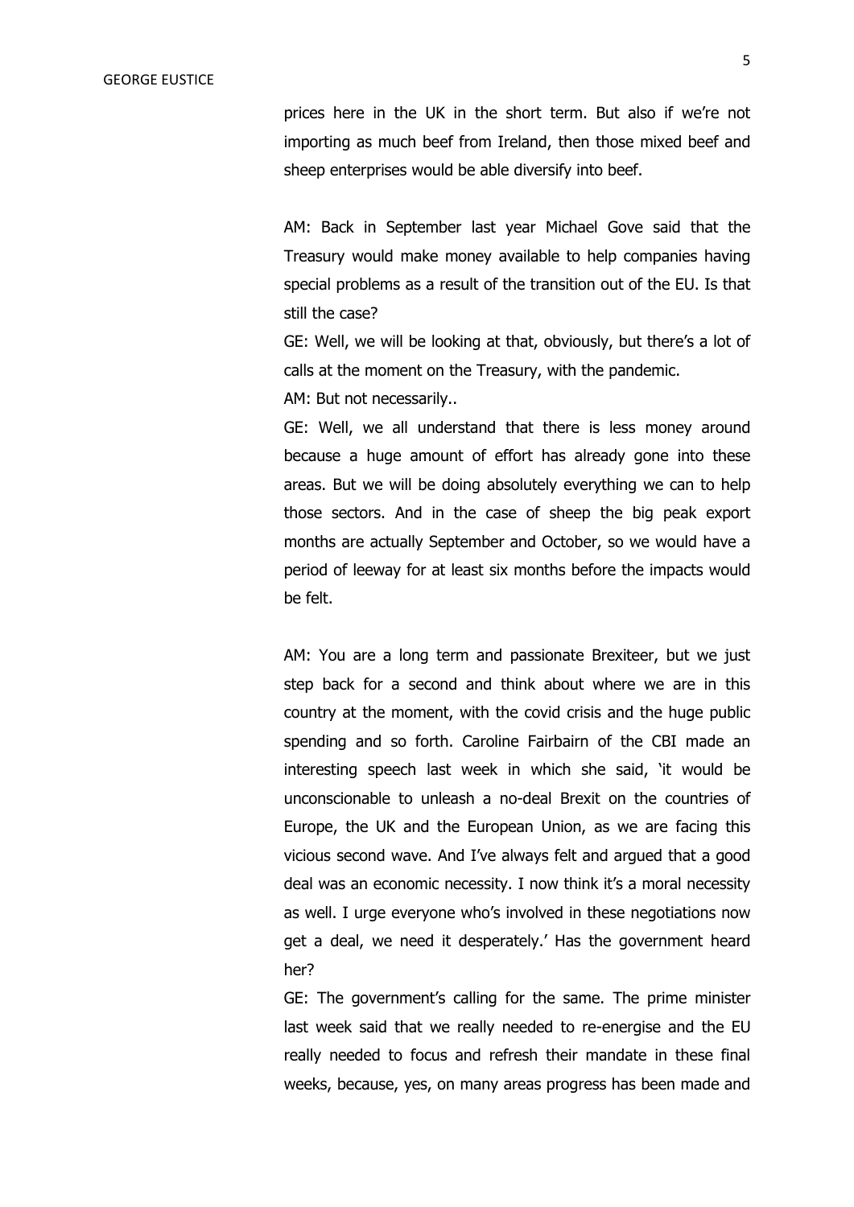prices here in the UK in the short term. But also if we're not importing as much beef from Ireland, then those mixed beef and sheep enterprises would be able diversify into beef.

AM: Back in September last year Michael Gove said that the Treasury would make money available to help companies having special problems as a result of the transition out of the EU. Is that still the case?

GE: Well, we will be looking at that, obviously, but there's a lot of calls at the moment on the Treasury, with the pandemic.

AM: But not necessarily..

GE: Well, we all understand that there is less money around because a huge amount of effort has already gone into these areas. But we will be doing absolutely everything we can to help those sectors. And in the case of sheep the big peak export months are actually September and October, so we would have a period of leeway for at least six months before the impacts would be felt.

AM: You are a long term and passionate Brexiteer, but we just step back for a second and think about where we are in this country at the moment, with the covid crisis and the huge public spending and so forth. Caroline Fairbairn of the CBI made an interesting speech last week in which she said, 'it would be unconscionable to unleash a no-deal Brexit on the countries of Europe, the UK and the European Union, as we are facing this vicious second wave. And I've always felt and argued that a good deal was an economic necessity. I now think it's a moral necessity as well. I urge everyone who's involved in these negotiations now get a deal, we need it desperately.' Has the government heard her?

GE: The government's calling for the same. The prime minister last week said that we really needed to re-energise and the EU really needed to focus and refresh their mandate in these final weeks, because, yes, on many areas progress has been made and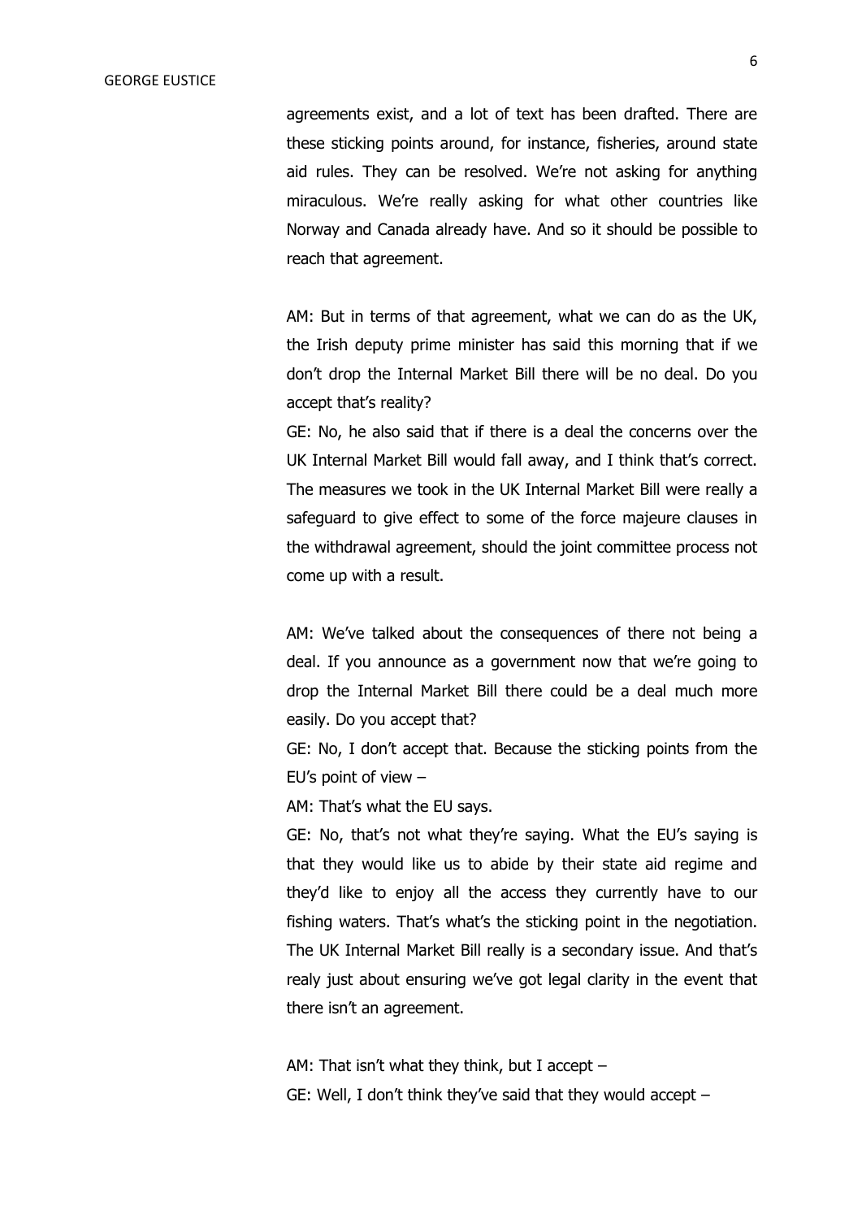agreements exist, and a lot of text has been drafted. There are these sticking points around, for instance, fisheries, around state aid rules. They can be resolved. We're not asking for anything miraculous. We're really asking for what other countries like Norway and Canada already have. And so it should be possible to reach that agreement.

AM: But in terms of that agreement, what we can do as the UK, the Irish deputy prime minister has said this morning that if we don't drop the Internal Market Bill there will be no deal. Do you accept that's reality?

GE: No, he also said that if there is a deal the concerns over the UK Internal Market Bill would fall away, and I think that's correct. The measures we took in the UK Internal Market Bill were really a safeguard to give effect to some of the force majeure clauses in the withdrawal agreement, should the joint committee process not come up with a result.

AM: We've talked about the consequences of there not being a deal. If you announce as a government now that we're going to drop the Internal Market Bill there could be a deal much more easily. Do you accept that?

GE: No, I don't accept that. Because the sticking points from the EU's point of view –

AM: That's what the EU says.

GE: No, that's not what they're saying. What the EU's saying is that they would like us to abide by their state aid regime and they'd like to enjoy all the access they currently have to our fishing waters. That's what's the sticking point in the negotiation. The UK Internal Market Bill really is a secondary issue. And that's realy just about ensuring we've got legal clarity in the event that there isn't an agreement.

AM: That isn't what they think, but I accept –

GE: Well, I don't think they've said that they would accept –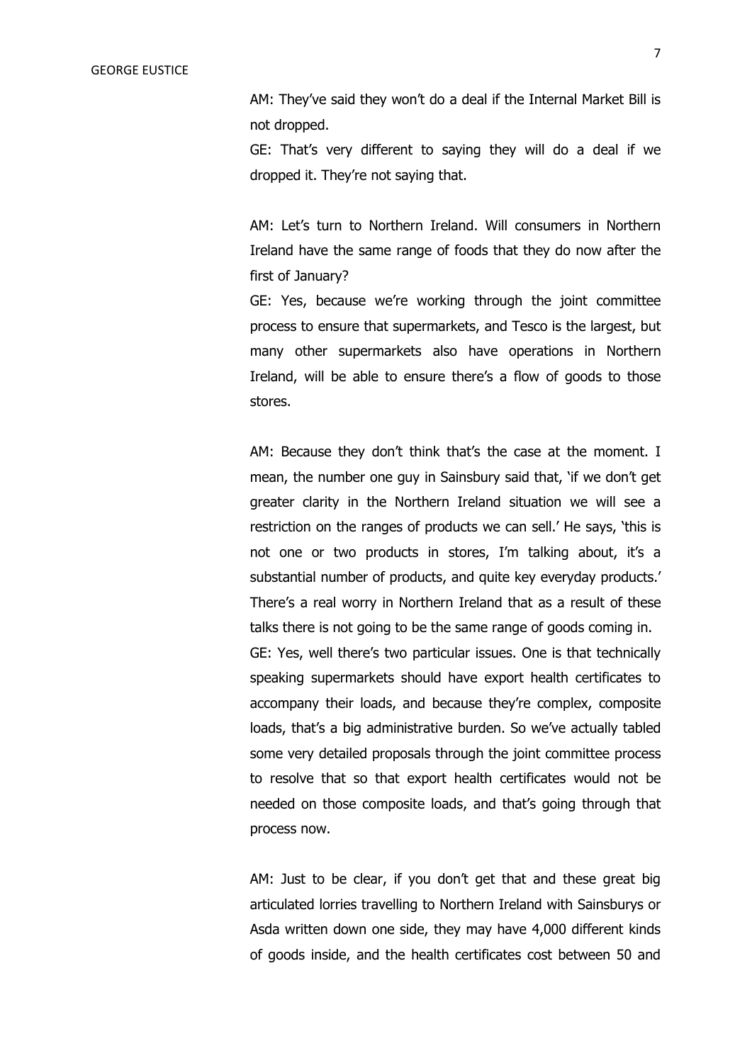AM: They've said they won't do a deal if the Internal Market Bill is not dropped.

GE: That's very different to saying they will do a deal if we dropped it. They're not saying that.

AM: Let's turn to Northern Ireland. Will consumers in Northern Ireland have the same range of foods that they do now after the first of January?

GE: Yes, because we're working through the joint committee process to ensure that supermarkets, and Tesco is the largest, but many other supermarkets also have operations in Northern Ireland, will be able to ensure there's a flow of goods to those stores.

AM: Because they don't think that's the case at the moment. I mean, the number one guy in Sainsbury said that, 'if we don't get greater clarity in the Northern Ireland situation we will see a restriction on the ranges of products we can sell.' He says, 'this is not one or two products in stores, I'm talking about, it's a substantial number of products, and quite key everyday products.' There's a real worry in Northern Ireland that as a result of these talks there is not going to be the same range of goods coming in.

GE: Yes, well there's two particular issues. One is that technically speaking supermarkets should have export health certificates to accompany their loads, and because they're complex, composite loads, that's a big administrative burden. So we've actually tabled some very detailed proposals through the joint committee process to resolve that so that export health certificates would not be needed on those composite loads, and that's going through that process now.

AM: Just to be clear, if you don't get that and these great big articulated lorries travelling to Northern Ireland with Sainsburys or Asda written down one side, they may have 4,000 different kinds of goods inside, and the health certificates cost between 50 and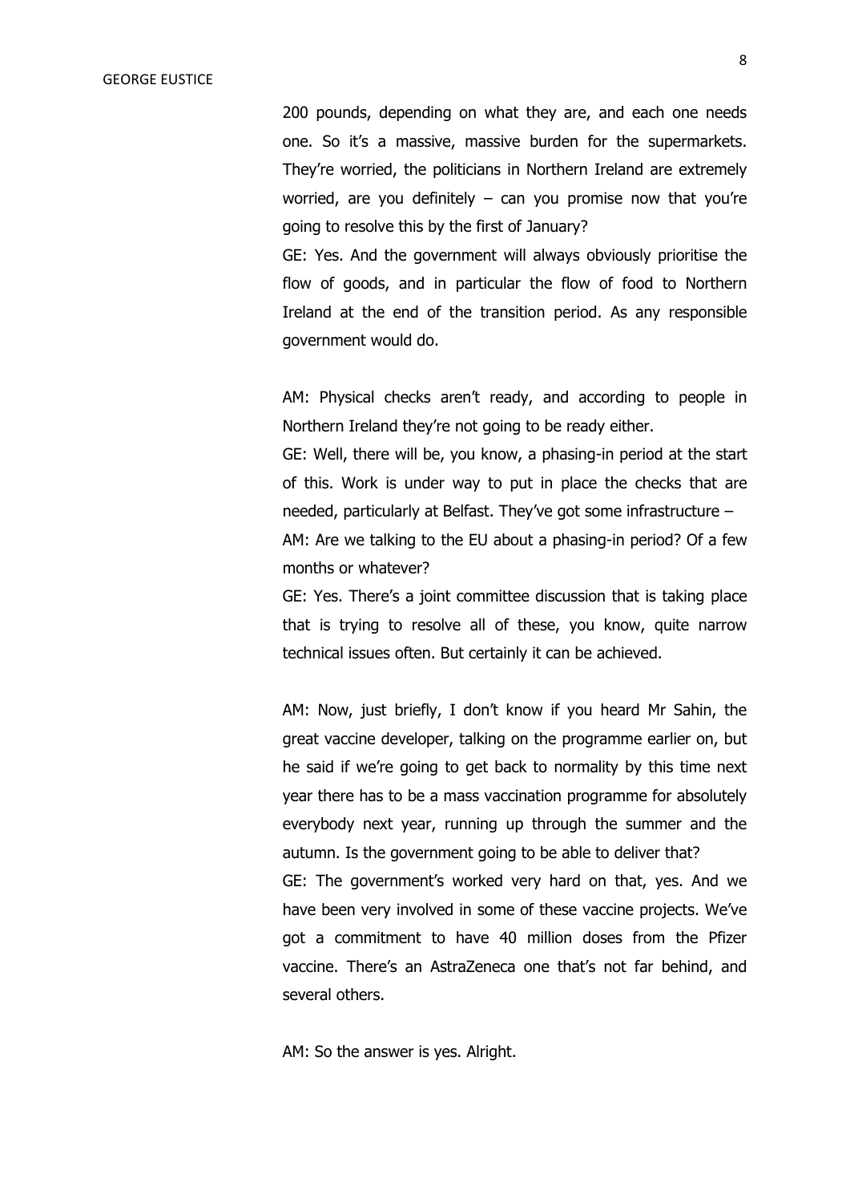200 pounds, depending on what they are, and each one needs one. So it's a massive, massive burden for the supermarkets. They're worried, the politicians in Northern Ireland are extremely worried, are you definitely – can you promise now that you're going to resolve this by the first of January?

GE: Yes. And the government will always obviously prioritise the flow of goods, and in particular the flow of food to Northern Ireland at the end of the transition period. As any responsible government would do.

AM: Physical checks aren't ready, and according to people in Northern Ireland they're not going to be ready either.

GE: Well, there will be, you know, a phasing-in period at the start of this. Work is under way to put in place the checks that are needed, particularly at Belfast. They've got some infrastructure –

AM: Are we talking to the EU about a phasing-in period? Of a few months or whatever?

GE: Yes. There's a joint committee discussion that is taking place that is trying to resolve all of these, you know, quite narrow technical issues often. But certainly it can be achieved.

AM: Now, just briefly, I don't know if you heard Mr Sahin, the great vaccine developer, talking on the programme earlier on, but he said if we're going to get back to normality by this time next year there has to be a mass vaccination programme for absolutely everybody next year, running up through the summer and the autumn. Is the government going to be able to deliver that?

GE: The government's worked very hard on that, yes. And we have been very involved in some of these vaccine projects. We've got a commitment to have 40 million doses from the Pfizer vaccine. There's an AstraZeneca one that's not far behind, and several others.

AM: So the answer is yes. Alright.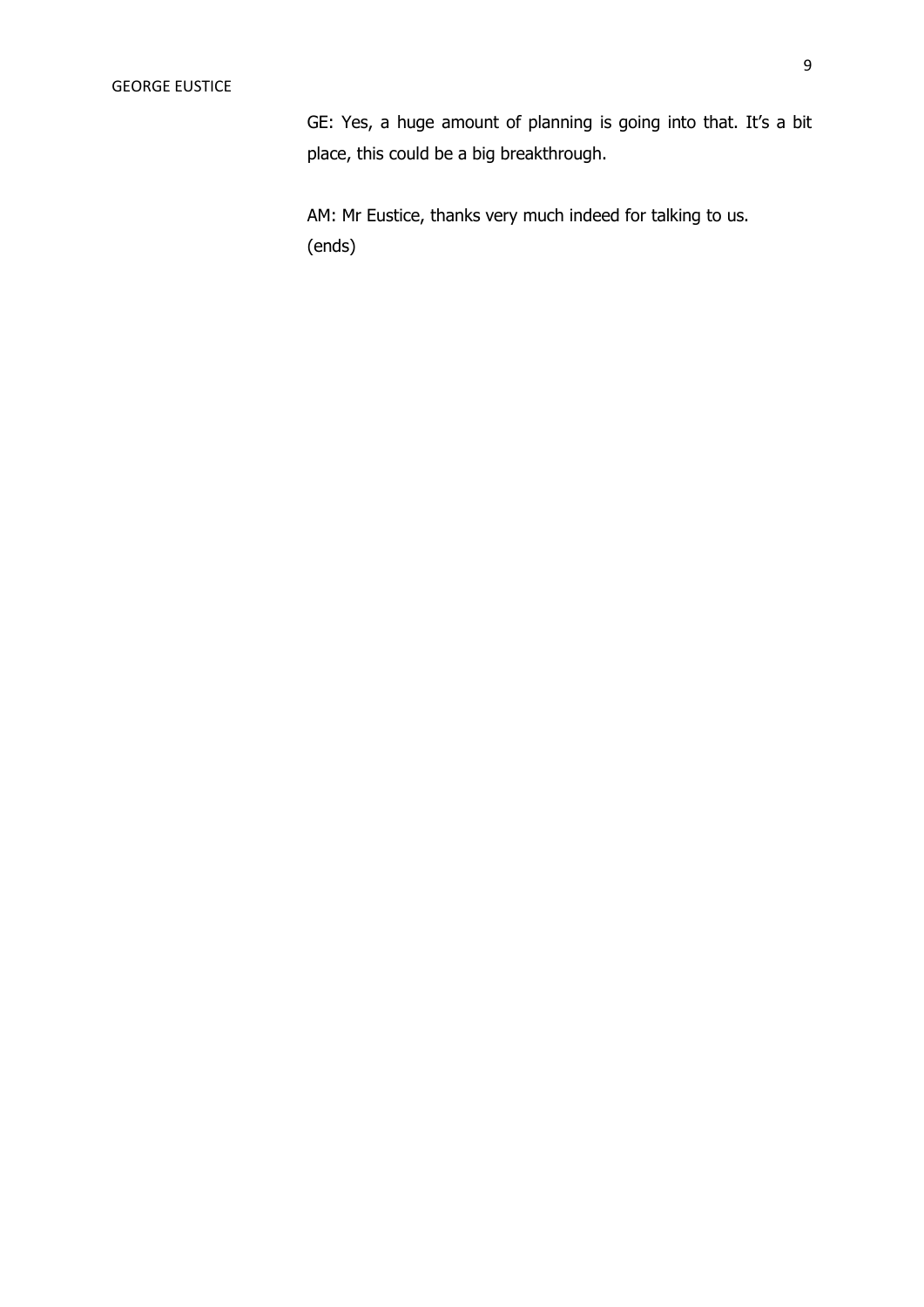GE: Yes, a huge amount of planning is going into that. It's a bit place, this could be a big breakthrough.

AM: Mr Eustice, thanks very much indeed for talking to us.
(ends)